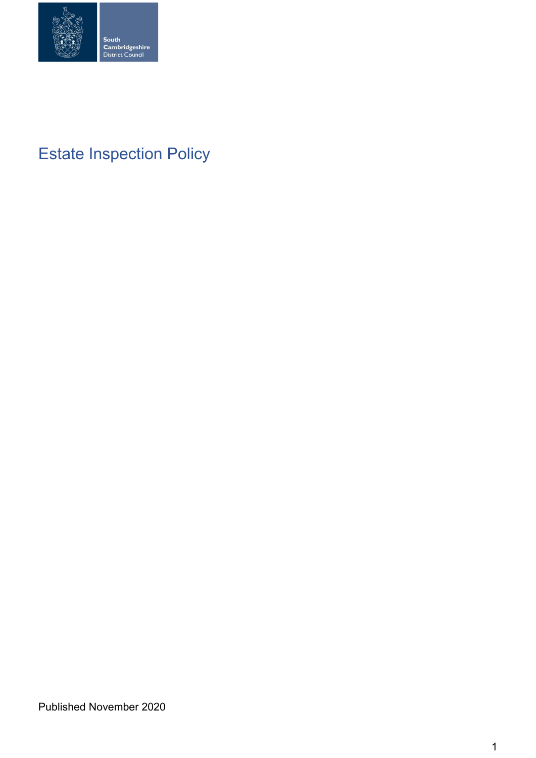South Cambridgeshire District Council

# Estate Inspection Policy

Published November 2020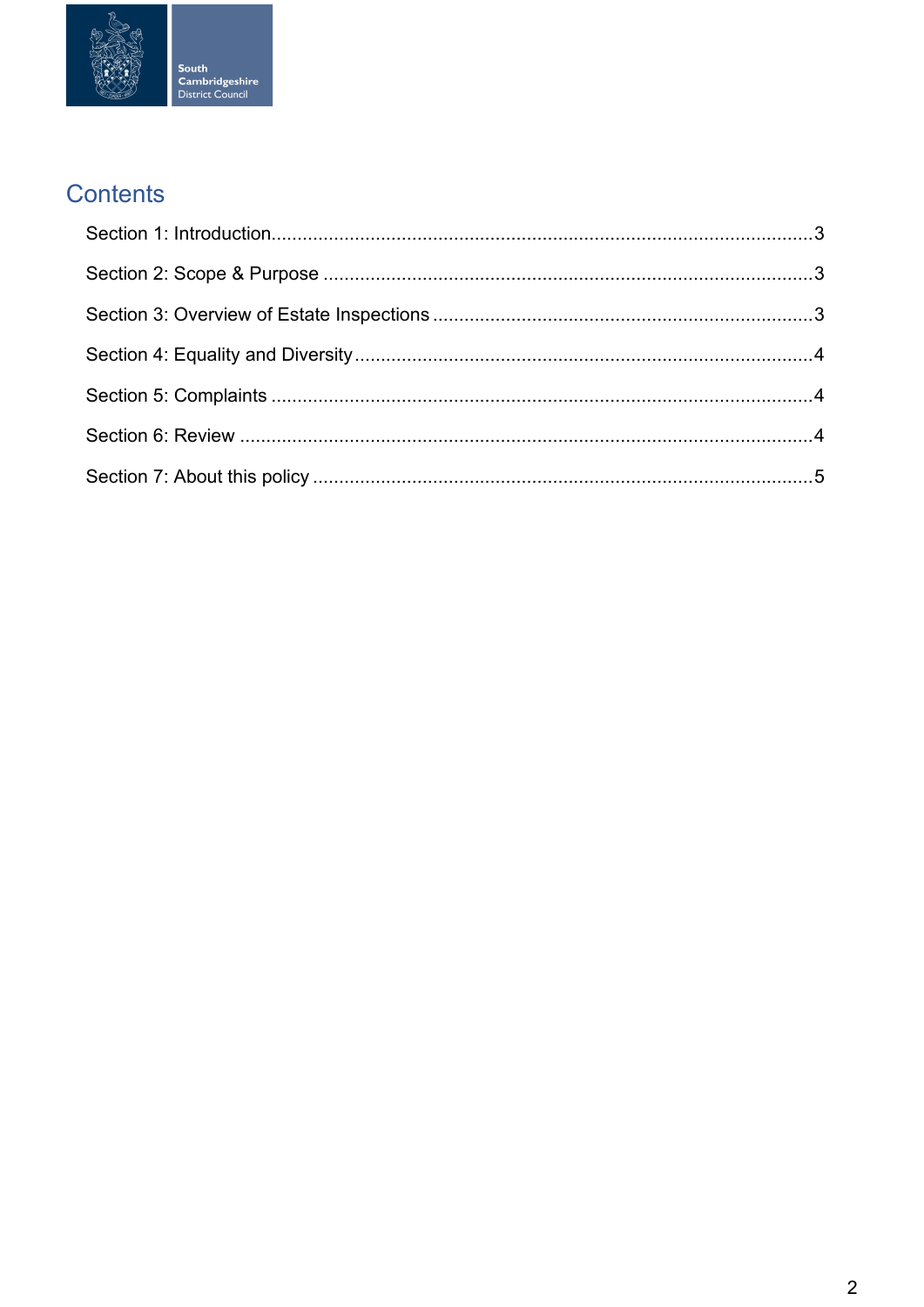## Contents

Section 1: Introduction......................................................................................................3

Section 2: Scope & Purpose ............................................................................................3

Section 3: Overview of Estate Inspections .......................................................................3

Section 4: Equality and Diversity......................................................................................4

Section 5: Complaints ......................................................................................................4

Section 6: Review ............................................................................................................4

Section 7: About this policy ..............................................................................................5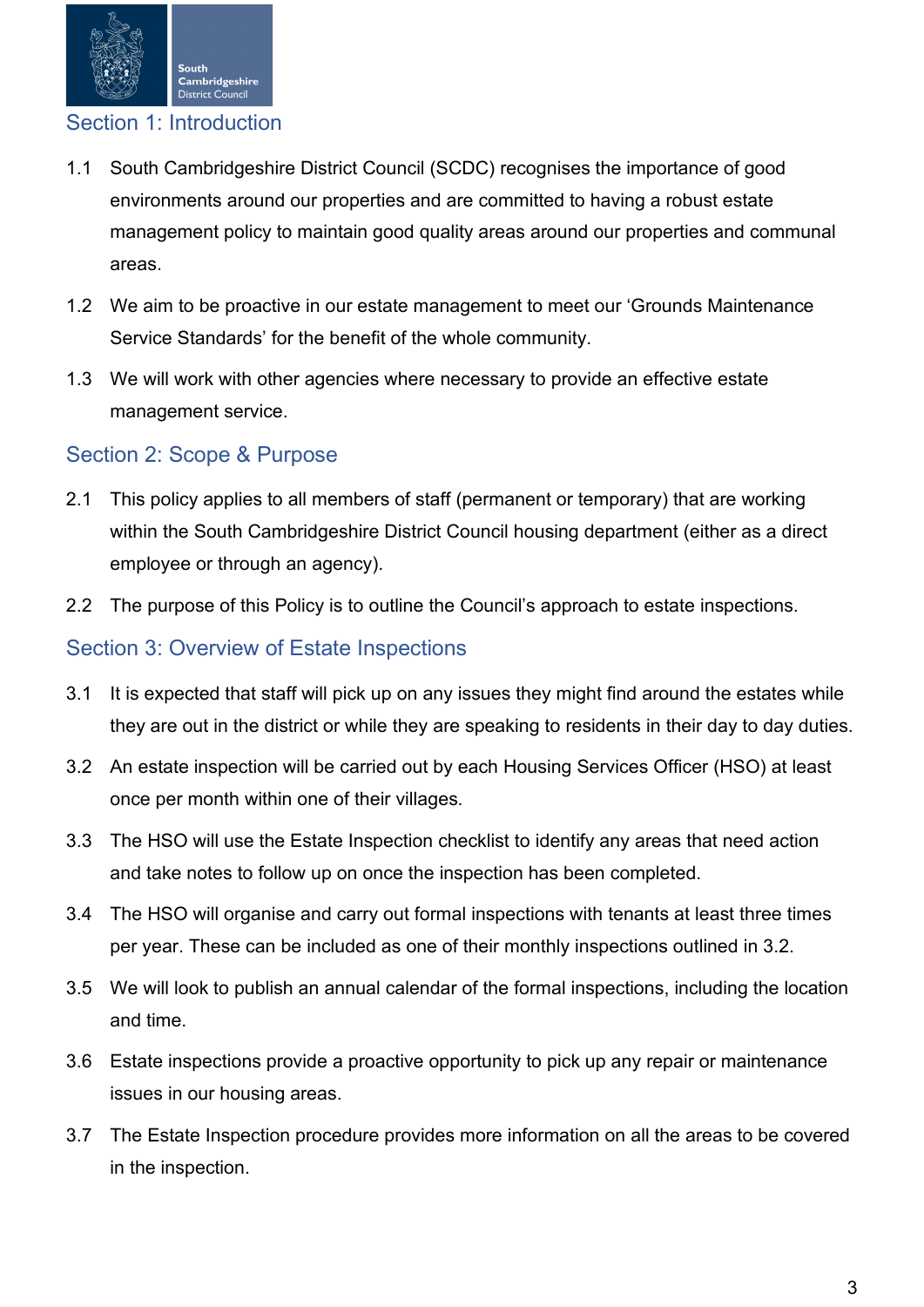## Section 1: Introduction

1.1 South Cambridgeshire District Council (SCDC) recognises the importance of good environments around our properties and are committed to having a robust estate management policy to maintain good quality areas around our properties and communal areas.

1.2 We aim to be proactive in our estate management to meet our 'Grounds Maintenance Service Standards' for the benefit of the whole community.

1.3 We will work with other agencies where necessary to provide an effective estate management service.

## Section 2: Scope & Purpose

2.1 This policy applies to all members of staff (permanent or temporary) that are working within the South Cambridgeshire District Council housing department (either as a direct employee or through an agency).

2.2 The purpose of this Policy is to outline the Council's approach to estate inspections.

## Section 3: Overview of Estate Inspections

3.1 It is expected that staff will pick up on any issues they might find around the estates while they are out in the district or while they are speaking to residents in their day to day duties.

3.2 An estate inspection will be carried out by each Housing Services Officer (HSO) at least once per month within one of their villages.

3.3 The HSO will use the Estate Inspection checklist to identify any areas that need action and take notes to follow up on once the inspection has been completed.

3.4 The HSO will organise and carry out formal inspections with tenants at least three times per year. These can be included as one of their monthly inspections outlined in 3.2.

3.5 We will look to publish an annual calendar of the formal inspections, including the location and time.

3.6 Estate inspections provide a proactive opportunity to pick up any repair or maintenance issues in our housing areas.

3.7 The Estate Inspection procedure provides more information on all the areas to be covered in the inspection.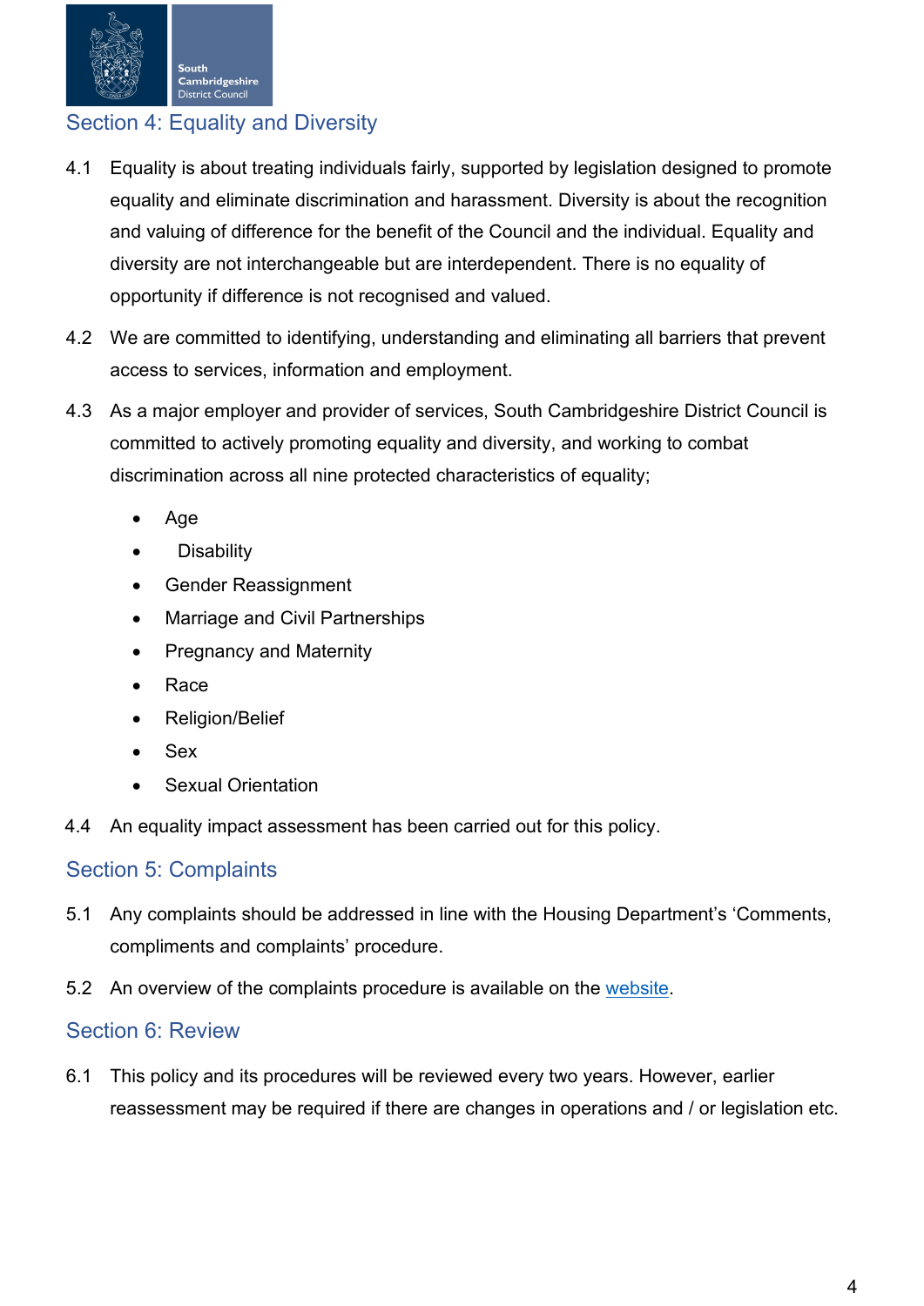## Section 4: Equality and Diversity

4.1 Equality is about treating individuals fairly, supported by legislation designed to promote equality and eliminate discrimination and harassment. Diversity is about the recognition and valuing of difference for the benefit of the Council and the individual. Equality and diversity are not interchangeable but are interdependent. There is no equality of opportunity if difference is not recognised and valued.

4.2 We are committed to identifying, understanding and eliminating all barriers that prevent access to services, information and employment.

4.3 As a major employer and provider of services, South Cambridgeshire District Council is committed to actively promoting equality and diversity, and working to combat discrimination across all nine protected characteristics of equality;

- Age
- Disability
- Gender Reassignment
- Marriage and Civil Partnerships
- Pregnancy and Maternity
- Race
- Religion/Belief
- Sex
- Sexual Orientation

4.4 An equality impact assessment has been carried out for this policy.

## Section 5: Complaints

5.1 Any complaints should be addressed in line with the Housing Department's 'Comments, compliments and complaints' procedure.

5.2 An overview of the complaints procedure is available on the website.

## Section 6: Review

6.1 This policy and its procedures will be reviewed every two years. However, earlier reassessment may be required if there are changes in operations and / or legislation etc.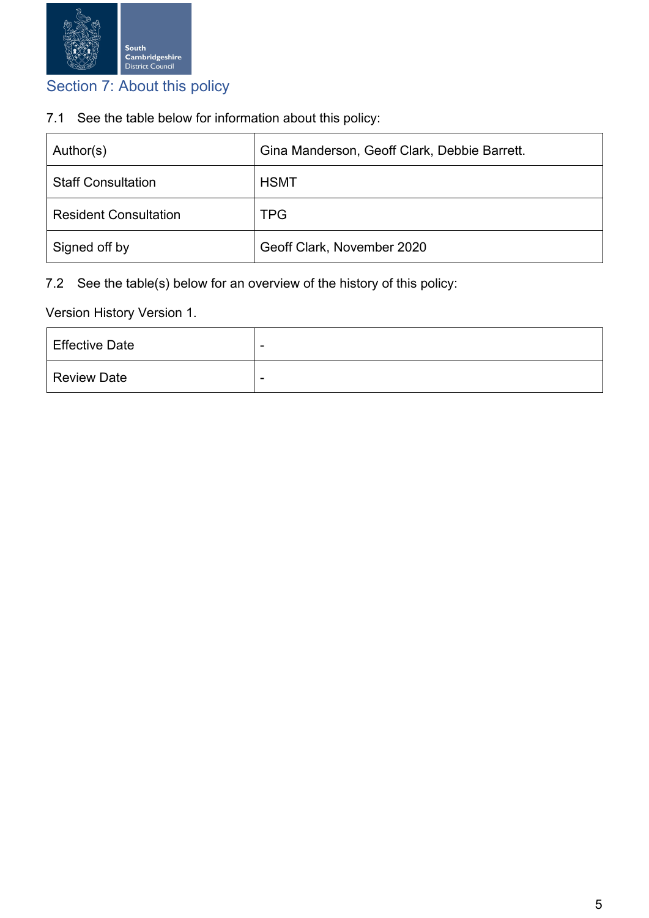## Section 7: About this policy

7.1 See the table below for information about this policy:

| | |
|---|---|
| Author(s) | Gina Manderson, Geoff Clark, Debbie Barrett. |
| Staff Consultation | HSMT |
| Resident Consultation | TPG |
| Signed off by | Geoff Clark, November 2020 |

7.2 See the table(s) below for an overview of the history of this policy:

Version History Version 1.

| | |
|---|---|
| Effective Date | - |
| Review Date | - |